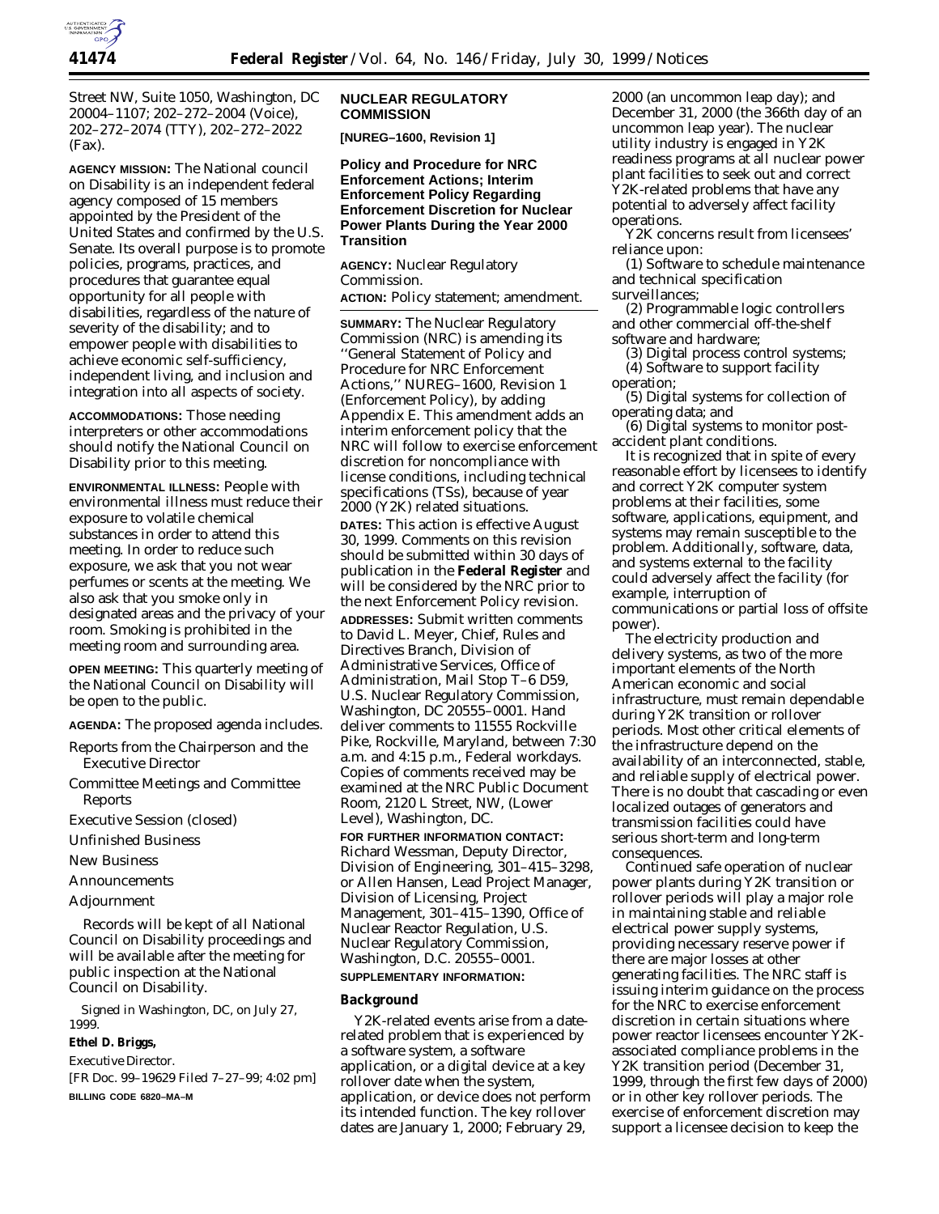Street NW, Suite 1050, Washington, DC 20004–1107; 202–272–2004 (Voice), 202–272–2074 (TTY), 202–272–2022 (Fax).

**AGENCY MISSION:** The National council on Disability is an independent federal agency composed of 15 members appointed by the President of the United States and confirmed by the U.S. Senate. Its overall purpose is to promote policies, programs, practices, and procedures that guarantee equal opportunity for all people with disabilities, regardless of the nature of severity of the disability; and to empower people with disabilities to achieve economic self-sufficiency, independent living, and inclusion and integration into all aspects of society.

**ACCOMMODATIONS:** Those needing interpreters or other accommodations should notify the National Council on Disability prior to this meeting.

**ENVIRONMENTAL ILLNESS:** People with environmental illness must reduce their exposure to volatile chemical substances in order to attend this meeting. In order to reduce such exposure, we ask that you not wear perfumes or scents at the meeting. We also ask that you smoke only in designated areas and the privacy of your room. Smoking is prohibited in the meeting room and surrounding area.

**OPEN MEETING:** This quarterly meeting of the National Council on Disability will be open to the public.

**AGENDA:** The proposed agenda includes.

Reports from the Chairperson and the Executive Director

Committee Meetings and Committee Reports

Executive Session (closed)

Unfinished Business

New Business

Announcements

Adjournment

Records will be kept of all National Council on Disability proceedings and will be available after the meeting for public inspection at the National Council on Disability.

Signed in Washington, DC, on July 27, 1999.

**Ethel D. Briggs,**

*Executive Director.*

[FR Doc. 99–19629 Filed 7–27–99; 4:02 pm]

**BILLING CODE 6820–MA–M**

## NUCLEAR REGULATORY COMMISSION

**[NUREG–1600, Revision 1]**

### Policy and Procedure for NRC Enforcement Actions; Interim Enforcement Policy Regarding Enforcement Discretion for Nuclear Power Plants During the Year 2000 Transition

**AGENCY:** Nuclear Regulatory Commission.

**ACTION:** Policy statement; amendment.

**SUMMARY:** The Nuclear Regulatory Commission (NRC) is amending its ''General Statement of Policy and Procedure for NRC Enforcement Actions,'' NUREG–1600, Revision 1 (Enforcement Policy), by adding Appendix E. This amendment adds an interim enforcement policy that the NRC will follow to exercise enforcement discretion for noncompliance with license conditions, including technical specifications (TSs), because of year 2000 (Y2K) related situations.

**DATES:** This action is effective August 30, 1999. Comments on this revision should be submitted within 30 days of publication in the **Federal Register** and will be considered by the NRC prior to the next Enforcement Policy revision.

**ADDRESSES:** Submit written comments to David L. Meyer, Chief, Rules and Directives Branch, Division of Administrative Services, Office of Administration, Mail Stop T–6 D59, U.S. Nuclear Regulatory Commission, Washington, DC 20555–0001. Hand deliver comments to 11555 Rockville Pike, Rockville, Maryland, between 7:30 a.m. and 4:15 p.m., Federal workdays. Copies of comments received may be examined at the NRC Public Document Room, 2120 L Street, NW, (Lower Level), Washington, DC.

**FOR FURTHER INFORMATION CONTACT:** Richard Wessman, Deputy Director, Division of Engineering, 301–415–3298, or Allen Hansen, Lead Project Manager, Division of Licensing, Project Management, 301–415–1390, Office of Nuclear Reactor Regulation, U.S. Nuclear Regulatory Commission, Washington, D.C. 20555–0001.

**SUPPLEMENTARY INFORMATION:**

#### Background

Y2K-related events arise from a date-related problem that is experienced by a software system, a software application, or a digital device at a key rollover date when the system, application, or device does not perform its intended function. The key rollover dates are January 1, 2000; February 29, 2000 (an uncommon leap day); and December 31, 2000 (the 366th day of an uncommon leap year). The nuclear utility industry is engaged in Y2K readiness programs at all nuclear power plant facilities to seek out and correct Y2K-related problems that have any potential to adversely affect facility operations.

Y2K concerns result from licensees' reliance upon:

(1) Software to schedule maintenance and technical specification surveillances;

(2) Programmable logic controllers and other commercial off-the-shelf software and hardware;

(3) Digital process control systems;

(4) Software to support facility operation;

(5) Digital systems for collection of operating data; and

(6) Digital systems to monitor post-accident plant conditions.

It is recognized that in spite of every reasonable effort by licensees to identify and correct Y2K computer system problems at their facilities, some software, applications, equipment, and systems may remain susceptible to the problem. Additionally, software, data, and systems external to the facility could adversely affect the facility (for example, interruption of communications or partial loss of offsite power).

The electricity production and delivery systems, as two of the more important elements of the North American economic and social infrastructure, must remain dependable during Y2K transition or rollover periods. Most other critical elements of the infrastructure depend on the availability of an interconnected, stable, and reliable supply of electrical power. There is no doubt that cascading or even localized outages of generators and transmission facilities could have serious short-term and long-term consequences.

Continued safe operation of nuclear power plants during Y2K transition or rollover periods will play a major role in maintaining stable and reliable electrical power supply systems, providing necessary reserve power if there are major losses at other generating facilities. The NRC staff is issuing interim guidance on the process for the NRC to exercise enforcement discretion in certain situations where power reactor licensees encounter Y2K-associated compliance problems in the Y2K transition period (December 31, 1999, through the first few days of 2000) or in other key rollover periods. The exercise of enforcement discretion may support a licensee decision to keep the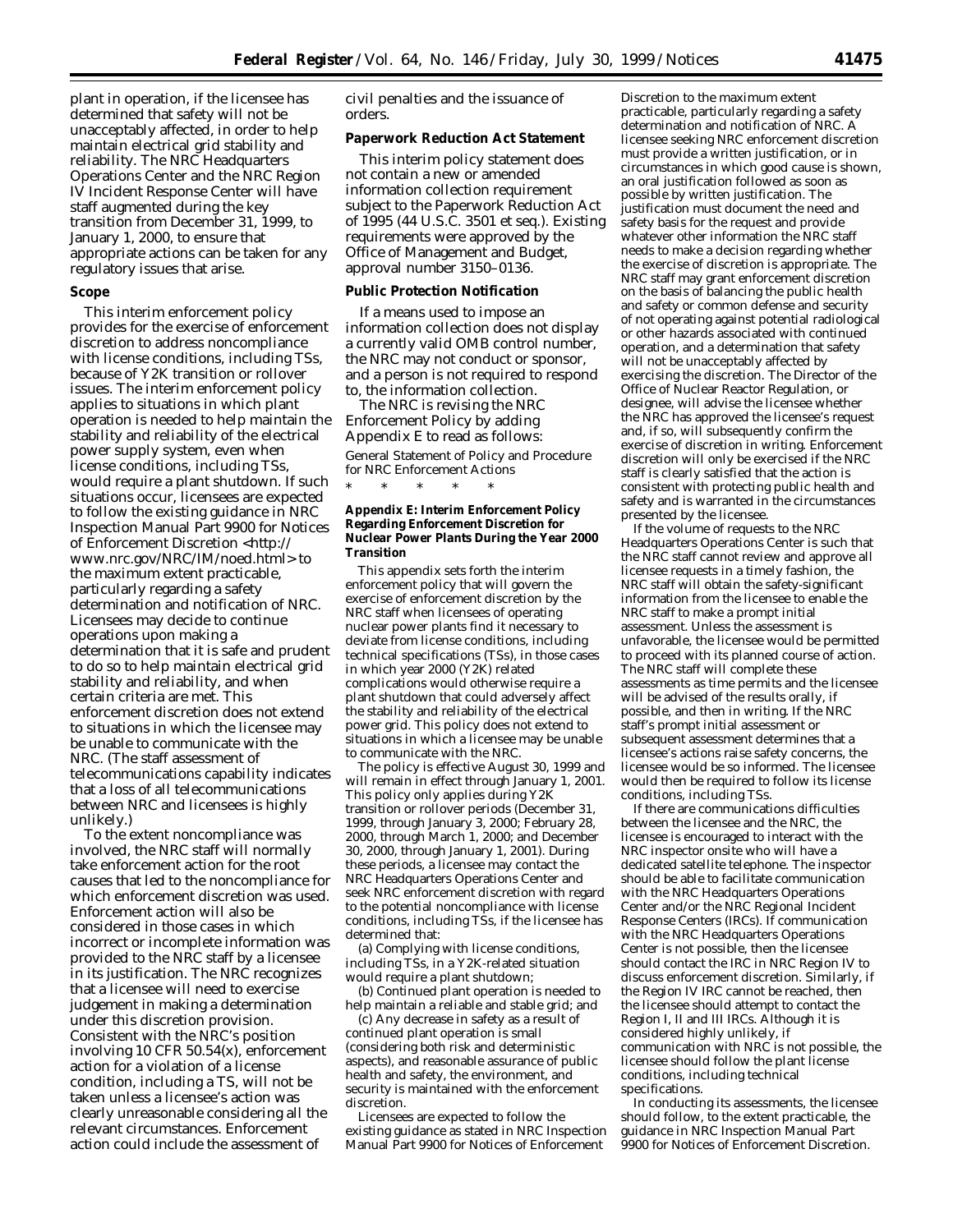plant in operation, if the licensee has determined that safety will not be unacceptably affected, in order to help maintain electrical grid stability and reliability. The NRC Headquarters Operations Center and the NRC Region IV Incident Response Center will have staff augmented during the key transition from December 31, 1999, to January 1, 2000, to ensure that appropriate actions can be taken for any regulatory issues that arise.

**Scope**

This interim enforcement policy provides for the exercise of enforcement discretion to address noncompliance with license conditions, including TSs, because of Y2K transition or rollover issues. The interim enforcement policy applies to situations in which plant operation is needed to help maintain the stability and reliability of the electrical power supply system, even when license conditions, including TSs, would require a plant shutdown. If such situations occur, licensees are expected to follow the existing guidance in NRC Inspection Manual Part 9900 for Notices of Enforcement Discretion <http://www.nrc.gov/NRC/IM/noed.html> to the maximum extent practicable, particularly regarding a safety determination and notification of NRC. Licensees may decide to continue operations upon making a determination that it is safe and prudent to do so to help maintain electrical grid stability and reliability, and when certain criteria are met. This enforcement discretion does not extend to situations in which the licensee may be unable to communicate with the NRC. (The staff assessment of telecommunications capability indicates that a loss of all telecommunications between NRC and licensees is highly unlikely.)

To the extent noncompliance was involved, the NRC staff will normally take enforcement action for the root causes that led to the noncompliance for which enforcement discretion was used. Enforcement action will also be considered in those cases in which incorrect or incomplete information was provided to the NRC staff by a licensee in its justification. The NRC recognizes that a licensee will need to exercise judgement in making a determination under this discretion provision. Consistent with the NRC's position involving 10 CFR 50.54(x), enforcement action for a violation of a license condition, including a TS, will not be taken unless a licensee's action was clearly unreasonable considering all the relevant circumstances. Enforcement action could include the assessment of civil penalties and the issuance of orders.

**Paperwork Reduction Act Statement**

This interim policy statement does not contain a new or amended information collection requirement subject to the Paperwork Reduction Act of 1995 (44 U.S.C. 3501 et seq.). Existing requirements were approved by the Office of Management and Budget, approval number 3150–0136.

**Public Protection Notification**

If a means used to impose an information collection does not display a currently valid OMB control number, the NRC may not conduct or sponsor, and a person is not required to respond to, the information collection.

The NRC is revising the NRC Enforcement Policy by adding Appendix E to read as follows:

General Statement of Policy and Procedure for NRC Enforcement Actions

\* \* \* \* \*

**Appendix E: Interim Enforcement Policy Regarding Enforcement Discretion for Nuclear Power Plants During the Year 2000 Transition**

This appendix sets forth the interim enforcement policy that will govern the exercise of enforcement discretion by the NRC staff when licensees of operating nuclear power plants find it necessary to deviate from license conditions, including technical specifications (TSs), in those cases in which year 2000 (Y2K) related complications would otherwise require a plant shutdown that could adversely affect the stability and reliability of the electrical power grid. This policy does not extend to situations in which a licensee may be unable to communicate with the NRC.

The policy is effective August 30, 1999 and will remain in effect through January 1, 2001. This policy only applies during Y2K transition or rollover periods (December 31, 1999, through January 3, 2000; February 28, 2000, through March 1, 2000; and December 30, 2000, through January 1, 2001). During these periods, a licensee may contact the NRC Headquarters Operations Center and seek NRC enforcement discretion with regard to the potential noncompliance with license conditions, including TSs, if the licensee has determined that:

(a) Complying with license conditions, including TSs, in a Y2K-related situation would require a plant shutdown;

(b) Continued plant operation is needed to help maintain a reliable and stable grid; and

(c) Any decrease in safety as a result of continued plant operation is small (considering both risk and deterministic aspects), and reasonable assurance of public health and safety, the environment, and security is maintained with the enforcement discretion.

Licensees are expected to follow the existing guidance as stated in NRC Inspection Manual Part 9900 for Notices of Enforcement Discretion to the maximum extent practicable, particularly regarding a safety determination and notification of NRC. A licensee seeking NRC enforcement discretion must provide a written justification, or in circumstances in which good cause is shown, an oral justification followed as soon as possible by written justification. The justification must document the need and safety basis for the request and provide whatever other information the NRC staff needs to make a decision regarding whether the exercise of discretion is appropriate. The NRC staff may grant enforcement discretion on the basis of balancing the public health and safety or common defense and security of not operating against potential radiological or other hazards associated with continued operation, and a determination that safety will not be unacceptably affected by exercising the discretion. The Director of the Office of Nuclear Reactor Regulation, or designee, will advise the licensee whether the NRC has approved the licensee's request and, if so, will subsequently confirm the exercise of discretion in writing. Enforcement discretion will only be exercised if the NRC staff is clearly satisfied that the action is consistent with protecting public health and safety and is warranted in the circumstances presented by the licensee.

If the volume of requests to the NRC Headquarters Operations Center is such that the NRC staff cannot review and approve all licensee requests in a timely fashion, the NRC staff will obtain the safety-significant information from the licensee to enable the NRC staff to make a prompt initial assessment. Unless the assessment is unfavorable, the licensee would be permitted to proceed with its planned course of action. The NRC staff will complete these assessments as time permits and the licensee will be advised of the results orally, if possible, and then in writing. If the NRC staff's prompt initial assessment or subsequent assessment determines that a licensee's actions raise safety concerns, the licensee would be so informed. The licensee would then be required to follow its license conditions, including TSs.

If there are communications difficulties between the licensee and the NRC, the licensee is encouraged to interact with the NRC inspector onsite who will have a dedicated satellite telephone. The inspector should be able to facilitate communication with the NRC Headquarters Operations Center and/or the NRC Regional Incident Response Centers (IRCs). If communication with the NRC Headquarters Operations Center is not possible, then the licensee should contact the IRC in NRC Region IV to discuss enforcement discretion. Similarly, if the Region IV IRC cannot be reached, then the licensee should attempt to contact the Region I, II and III IRCs. Although it is considered highly unlikely, if communication with NRC is not possible, the licensee should follow the plant license conditions, including technical specifications.

In conducting its assessments, the licensee should follow, to the extent practicable, the guidance in NRC Inspection Manual Part 9900 for Notices of Enforcement Discretion.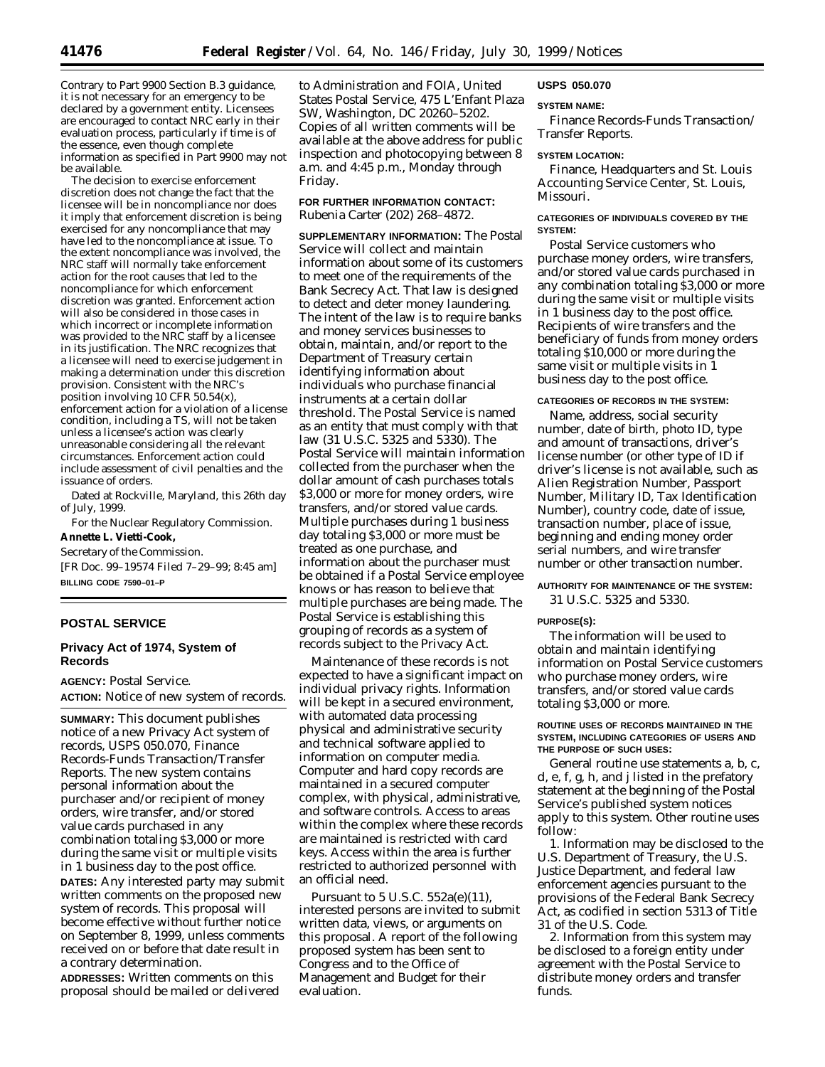Contrary to Part 9900 Section B.3 guidance, it is not necessary for an emergency to be declared by a government entity. Licensees are encouraged to contact NRC early in their evaluation process, particularly if time is of the essence, even though complete information as specified in Part 9900 may not be available.

The decision to exercise enforcement discretion does not change the fact that the licensee will be in noncompliance nor does it imply that enforcement discretion is being exercised for any noncompliance that may have led to the noncompliance at issue. To the extent noncompliance was involved, the NRC staff will normally take enforcement action for the root causes that led to the noncompliance for which enforcement discretion was granted. Enforcement action will also be considered in those cases in which incorrect or incomplete information was provided to the NRC staff by a licensee in its justification. The NRC recognizes that a licensee will need to exercise judgement in making a determination under this discretion provision. Consistent with the NRC's position involving 10 CFR 50.54(x), enforcement action for a violation of a license condition, including a TS, will not be taken unless a licensee's action was clearly unreasonable considering all the relevant circumstances. Enforcement action could include assessment of civil penalties and the issuance of orders.

Dated at Rockville, Maryland, this 26th day of July, 1999.

For the Nuclear Regulatory Commission.

**Annette L. Vietti-Cook,**

*Secretary of the Commission.*

[FR Doc. 99–19574 Filed 7–29–99; 8:45 am]

**BILLING CODE 7590–01–P**

## POSTAL SERVICE

### Privacy Act of 1974, System of Records

**AGENCY:** Postal Service.

**ACTION:** Notice of new system of records.

**SUMMARY:** This document publishes notice of a new Privacy Act system of records, USPS 050.070, Finance Records-Funds Transaction/Transfer Reports. The new system contains personal information about the purchaser and/or recipient of money orders, wire transfer, and/or stored value cards purchased in any combination totaling $3,000 or more during the same visit or multiple visits in 1 business day to the post office.

**DATES:** Any interested party may submit written comments on the proposed new system of records. This proposal will become effective without further notice on September 8, 1999, unless comments received on or before that date result in a contrary determination.

**ADDRESSES:** Written comments on this proposal should be mailed or delivered to Administration and FOIA, United States Postal Service, 475 L'Enfant Plaza SW, Washington, DC 20260–5202. Copies of all written comments will be available at the above address for public inspection and photocopying between 8 a.m. and 4:45 p.m., Monday through Friday.

**FOR FURTHER INFORMATION CONTACT:** Rubenia Carter (202) 268–4872.

**SUPPLEMENTARY INFORMATION:** The Postal Service will collect and maintain information about some of its customers to meet one of the requirements of the Bank Secrecy Act. That law is designed to detect and deter money laundering. The intent of the law is to require banks and money services businesses to obtain, maintain, and/or report to the Department of Treasury certain identifying information about individuals who purchase financial instruments at a certain dollar threshold. The Postal Service is named as an entity that must comply with that law (31 U.S.C. 5325 and 5330). The Postal Service will maintain information collected from the purchaser when the dollar amount of cash purchases totals $3,000 or more for money orders, wire transfers, and/or stored value cards. Multiple purchases during 1 business day totaling $3,000 or more must be treated as one purchase, and information about the purchaser must be obtained if a Postal Service employee knows or has reason to believe that multiple purchases are being made. The Postal Service is establishing this grouping of records as a system of records subject to the Privacy Act.

Maintenance of these records is not expected to have a significant impact on individual privacy rights. Information will be kept in a secured environment, with automated data processing physical and administrative security and technical software applied to information on computer media. Computer and hard copy records are maintained in a secured computer complex, with physical, administrative, and software controls. Access to areas within the complex where these records are maintained is restricted with card keys. Access within the area is further restricted to authorized personnel with an official need.

Pursuant to 5 U.S.C. 552a(e)(11), interested persons are invited to submit written data, views, or arguments on this proposal. A report of the following proposed system has been sent to Congress and to the Office of Management and Budget for their evaluation.

**USPS 050.070**

**SYSTEM NAME:**

Finance Records-Funds Transaction/Transfer Reports.

**SYSTEM LOCATION:**

Finance, Headquarters and St. Louis Accounting Service Center, St. Louis, Missouri.

**CATEGORIES OF INDIVIDUALS COVERED BY THE SYSTEM:**

Postal Service customers who purchase money orders, wire transfers, and/or stored value cards purchased in any combination totaling $3,000 or more during the same visit or multiple visits in 1 business day to the post office. Recipients of wire transfers and the beneficiary of funds from money orders totaling $10,000 or more during the same visit or multiple visits in 1 business day to the post office.

**CATEGORIES OF RECORDS IN THE SYSTEM:**

Name, address, social security number, date of birth, photo ID, type and amount of transactions, driver's license number (or other type of ID if driver's license is not available, such as Alien Registration Number, Passport Number, Military ID, Tax Identification Number), country code, date of issue, transaction number, place of issue, beginning and ending money order serial numbers, and wire transfer number or other transaction number.

**AUTHORITY FOR MAINTENANCE OF THE SYSTEM:**

31 U.S.C. 5325 and 5330.

**PURPOSE(S):**

The information will be used to obtain and maintain identifying information on Postal Service customers who purchase money orders, wire transfers, and/or stored value cards totaling $3,000 or more.

**ROUTINE USES OF RECORDS MAINTAINED IN THE SYSTEM, INCLUDING CATEGORIES OF USERS AND THE PURPOSE OF SUCH USES:**

General routine use statements a, b, c, d, e, f, g, h, and j listed in the prefatory statement at the beginning of the Postal Service's published system notices apply to this system. Other routine uses follow:

1. Information may be disclosed to the U.S. Department of Treasury, the U.S. Justice Department, and federal law enforcement agencies pursuant to the provisions of the Federal Bank Secrecy Act, as codified in section 5313 of Title 31 of the U.S. Code.

2. Information from this system may be disclosed to a foreign entity under agreement with the Postal Service to distribute money orders and transfer funds.